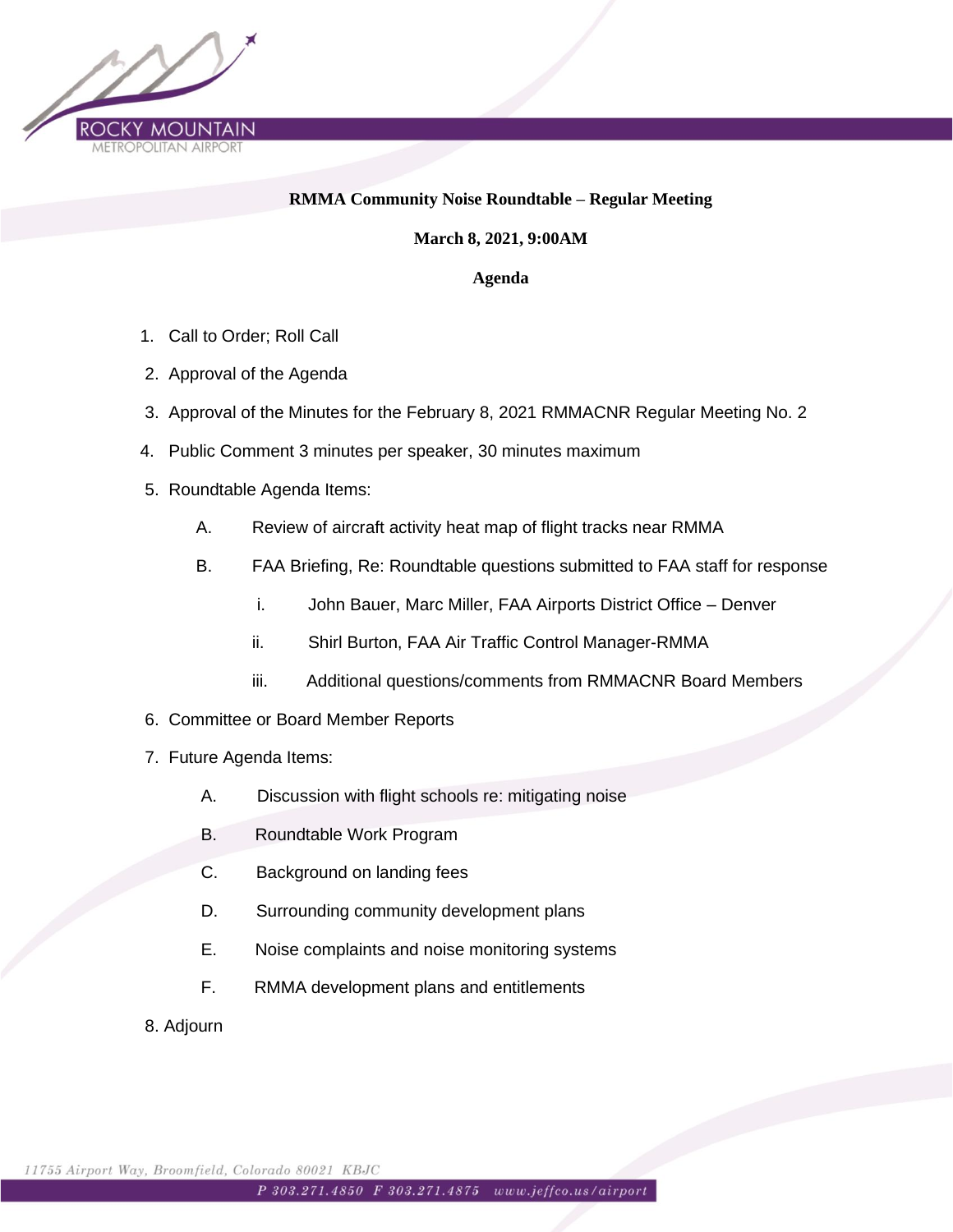ROCKY MOUNTAIN
METROPOLITAN AIRPORT

**RMMA Community Noise Roundtable – Regular Meeting**

**March 8, 2021, 9:00AM**

**Agenda**

1. Call to Order; Roll Call
2. Approval of the Agenda
3. Approval of the Minutes for the February 8, 2021 RMMACNR Regular Meeting No. 2
4. Public Comment 3 minutes per speaker, 30 minutes maximum
5. Roundtable Agenda Items:
   - A. Review of aircraft activity heat map of flight tracks near RMMA
   - B. FAA Briefing, Re: Roundtable questions submitted to FAA staff for response
     - i. John Bauer, Marc Miller, FAA Airports District Office – Denver
     - ii. Shirl Burton, FAA Air Traffic Control Manager-RMMA
     - iii. Additional questions/comments from RMMACNR Board Members
6. Committee or Board Member Reports
7. Future Agenda Items:
   - A. Discussion with flight schools re: mitigating noise
   - B. Roundtable Work Program
   - C. Background on landing fees
   - D. Surrounding community development plans
   - E. Noise complaints and noise monitoring systems
   - F. RMMA development plans and entitlements
8. Adjourn

11755 Airport Way, Broomfield, Colorado 80021 KBJC
P 303.271.4850 F 303.271.4875 www.jeffco.us/airport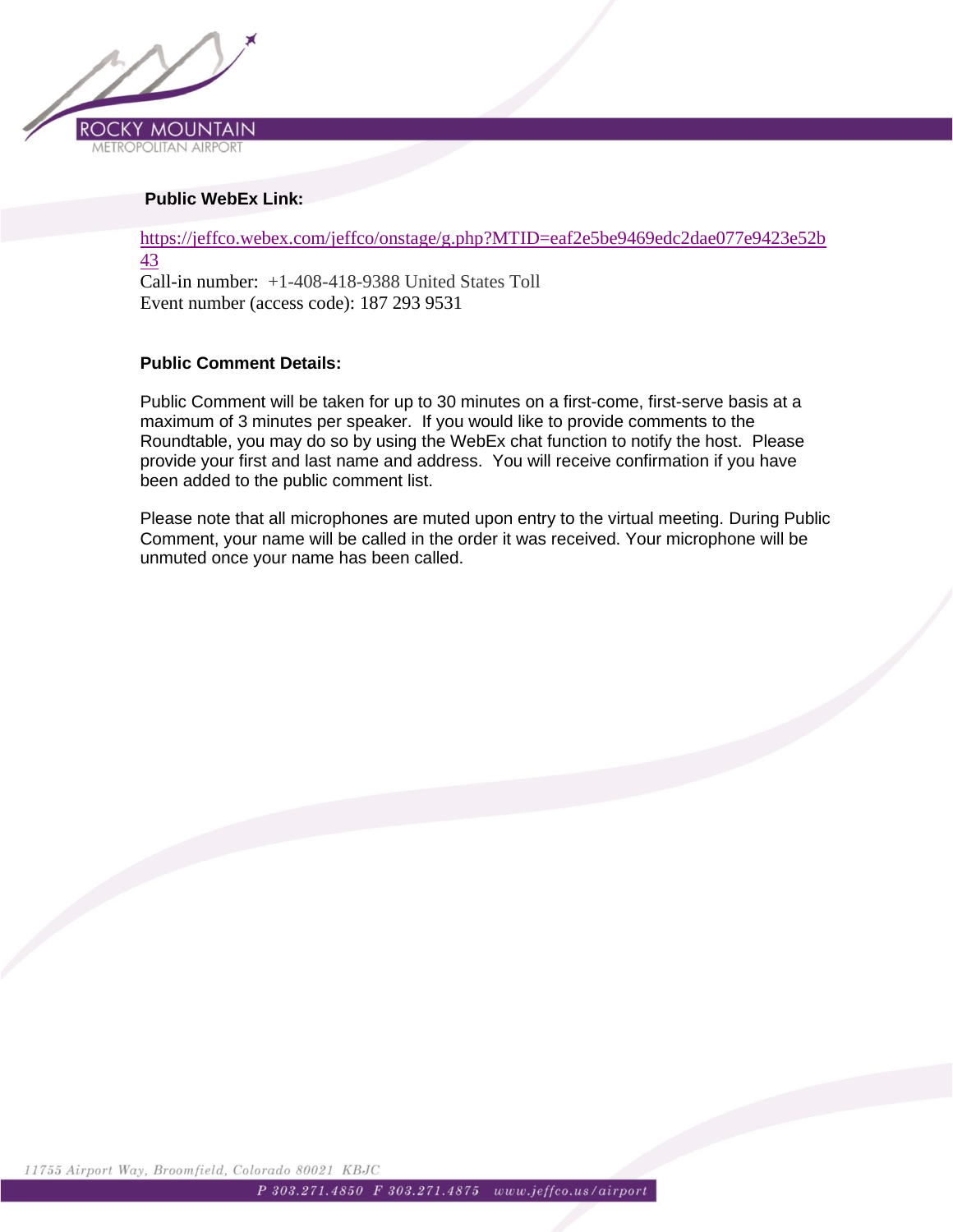**Public WebEx Link:**

https://jeffco.webex.com/jeffco/onstage/g.php?MTID=eaf2e5be9469edc2dae077e9423e52b43

Call-in number: +1-408-418-9388 United States Toll

Event number (access code): 187 293 9531

**Public Comment Details:**

Public Comment will be taken for up to 30 minutes on a first-come, first-serve basis at a maximum of 3 minutes per speaker. If you would like to provide comments to the Roundtable, you may do so by using the WebEx chat function to notify the host. Please provide your first and last name and address. You will receive confirmation if you have been added to the public comment list.

Please note that all microphones are muted upon entry to the virtual meeting. During Public Comment, your name will be called in the order it was received. Your microphone will be unmuted once your name has been called.